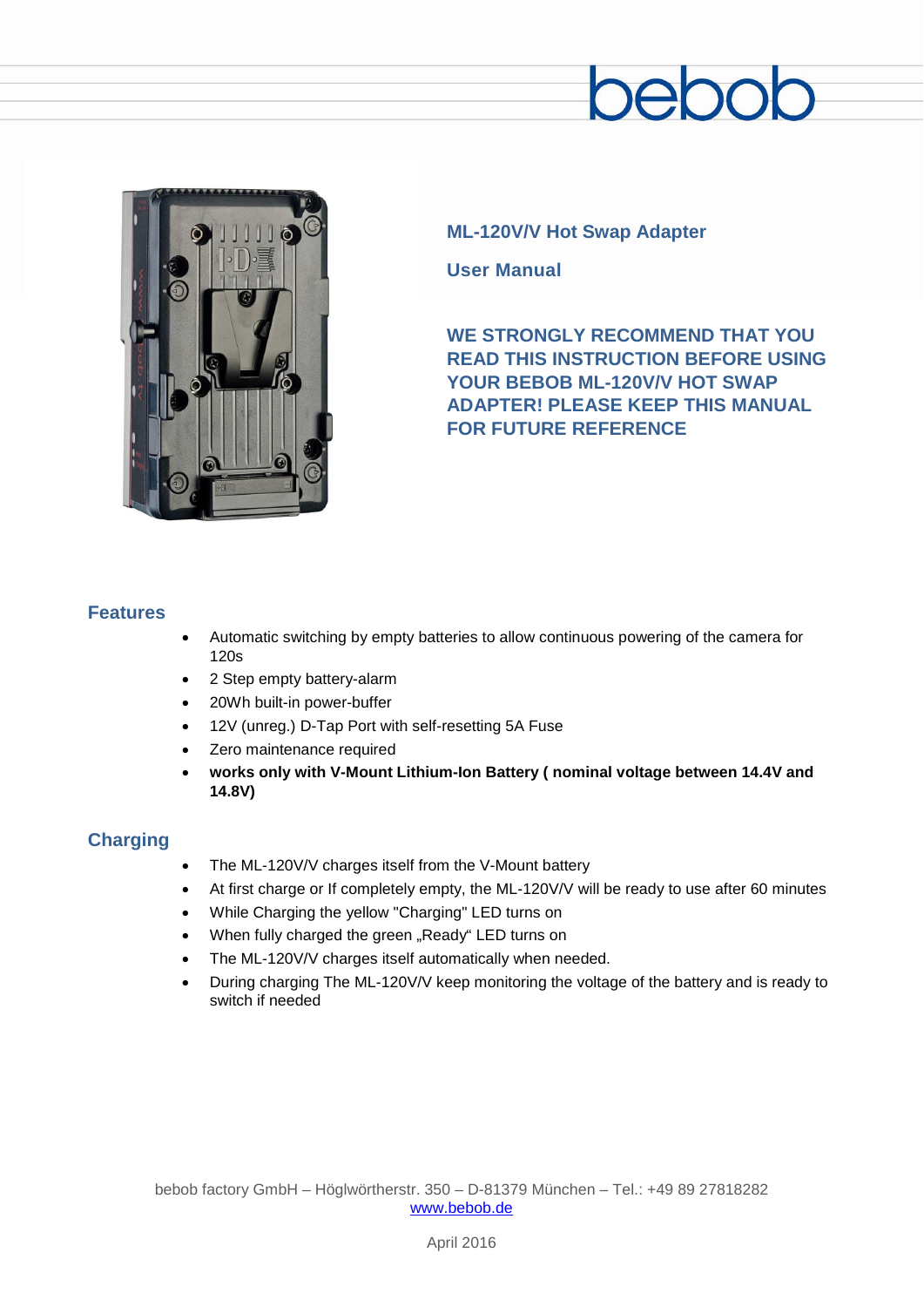bebob

# ML-120V/V Hot Swap Adapter

## User Manual

**WE STRONGLY RECOMMEND THAT YOU READ THIS INSTRUCTION BEFORE USING YOUR BEBOB ML-120V/V HOT SWAP ADAPTER! PLEASE KEEP THIS MANUAL FOR FUTURE REFERENCE**

## Features

- Automatic switching by empty batteries to allow continuous powering of the camera for 120s
- 2 Step empty battery-alarm
- 20Wh built-in power-buffer
- 12V (unreg.) D-Tap Port with self-resetting 5A Fuse
- Zero maintenance required
- **works only with V-Mount Lithium-Ion Battery ( nominal voltage between 14.4V and 14.8V)**

## Charging

- The ML-120V/V charges itself from the V-Mount battery
- At first charge or If completely empty, the ML-120V/V will be ready to use after 60 minutes
- While Charging the yellow "Charging" LED turns on
- When fully charged the green „Ready“ LED turns on
- The ML-120V/V charges itself automatically when needed.
- During charging The ML-120V/V keep monitoring the voltage of the battery and is ready to switch if needed

bebob factory GmbH – Höglwörtherstr. 350 – D-81379 München – Tel.: +49 89 27818282
www.bebob.de

April 2016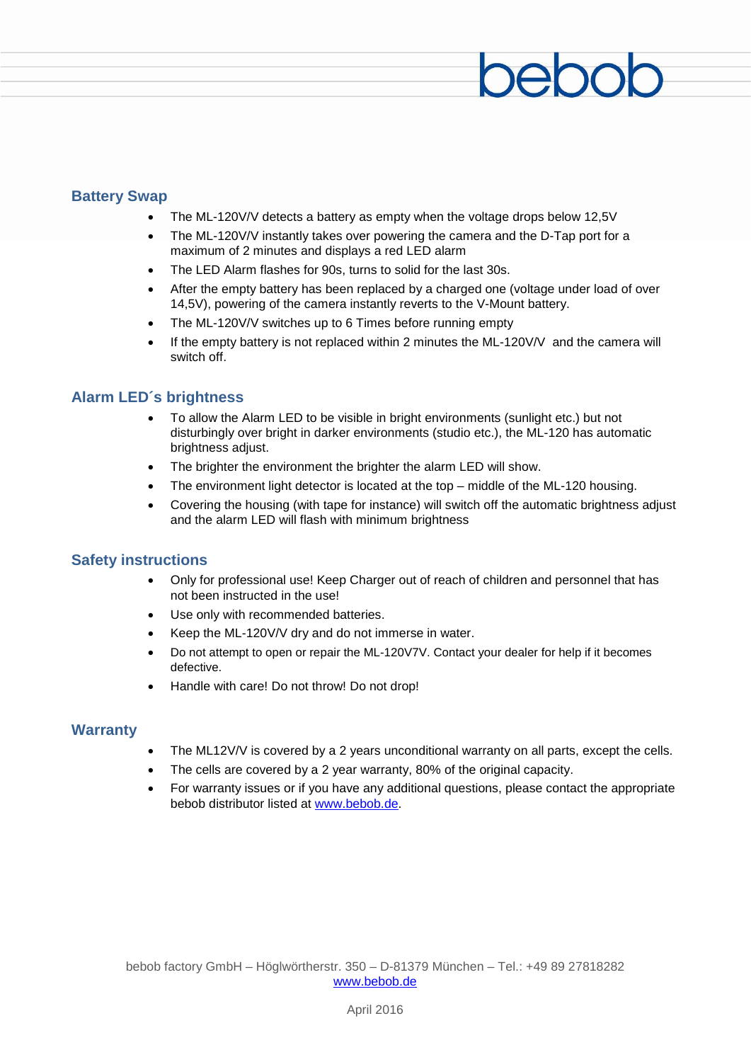## Battery Swap

- The ML-120V/V detects a battery as empty when the voltage drops below 12,5V
- The ML-120V/V instantly takes over powering the camera and the D-Tap port for a maximum of 2 minutes and displays a red LED alarm
- The LED Alarm flashes for 90s, turns to solid for the last 30s.
- After the empty battery has been replaced by a charged one (voltage under load of over 14,5V), powering of the camera instantly reverts to the V-Mount battery.
- The ML-120V/V switches up to 6 Times before running empty
- If the empty battery is not replaced within 2 minutes the ML-120V/V and the camera will switch off.

## Alarm LED´s brightness

- To allow the Alarm LED to be visible in bright environments (sunlight etc.) but not disturbingly over bright in darker environments (studio etc.), the ML-120 has automatic brightness adjust.
- The brighter the environment the brighter the alarm LED will show.
- The environment light detector is located at the top – middle of the ML-120 housing.
- Covering the housing (with tape for instance) will switch off the automatic brightness adjust and the alarm LED will flash with minimum brightness

## Safety instructions

- Only for professional use! Keep Charger out of reach of children and personnel that has not been instructed in the use!
- Use only with recommended batteries.
- Keep the ML-120V/V dry and do not immerse in water.
- Do not attempt to open or repair the ML-120V7V. Contact your dealer for help if it becomes defective.
- Handle with care! Do not throw! Do not drop!

## Warranty

- The ML12V/V is covered by a 2 years unconditional warranty on all parts, except the cells.
- The cells are covered by a 2 year warranty, 80% of the original capacity.
- For warranty issues or if you have any additional questions, please contact the appropriate bebob distributor listed at [www.bebob.de](www.bebob.de).

bebob factory GmbH – Höglwörtherstr. 350 – D-81379 München – Tel.: +49 89 27818282
[www.bebob.de](www.bebob.de)

April 2016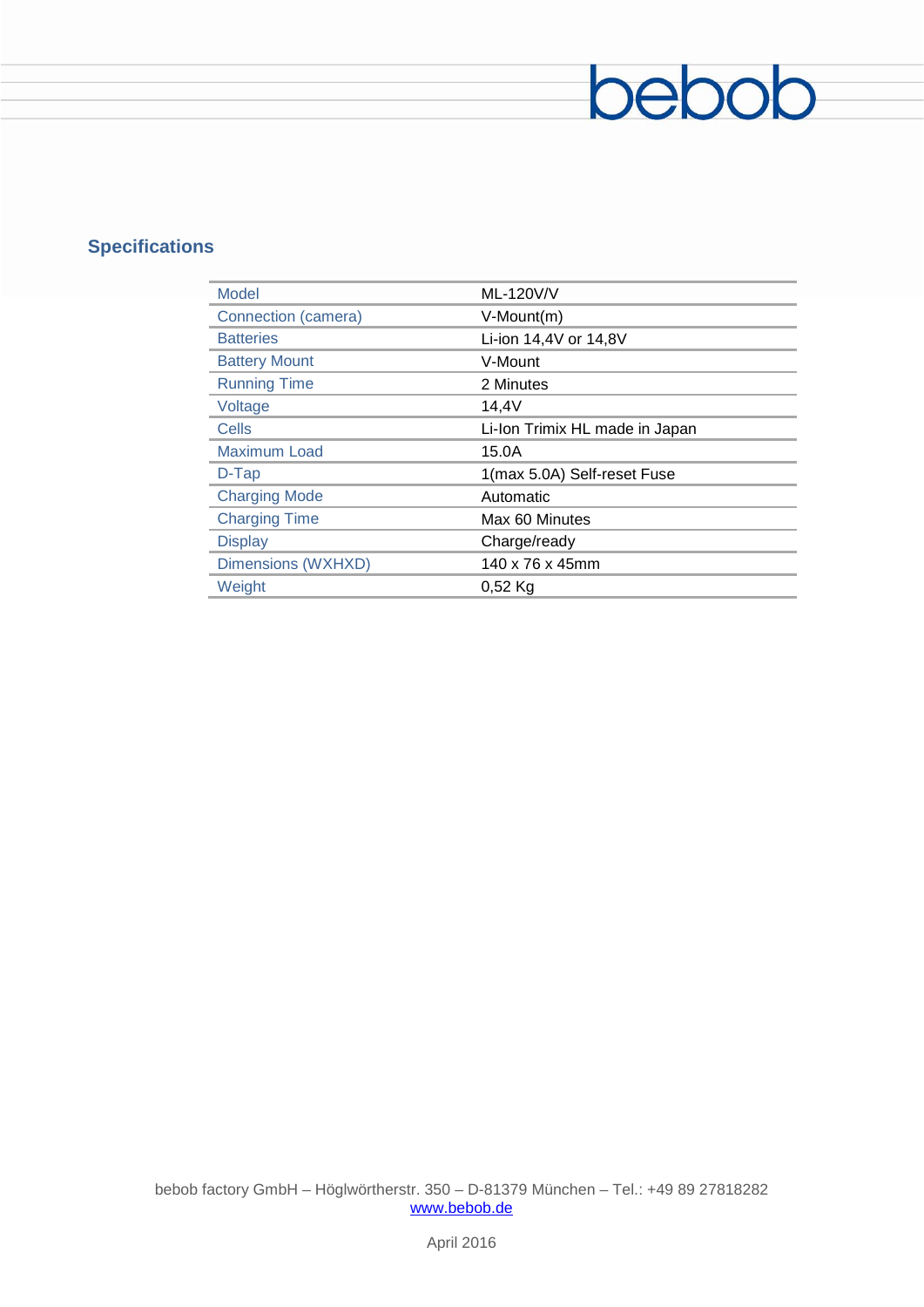## Specifications

| | |
|---|---|
| Model | ML-120V/V |
| Connection (camera) | V-Mount(m) |
| Batteries | Li-ion 14,4V or 14,8V |
| Battery Mount | V-Mount |
| Running Time | 2 Minutes |
| Voltage | 14,4V |
| Cells | Li-Ion Trimix HL made in Japan |
| Maximum Load | 15.0A |
| D-Tap | 1(max 5.0A) Self-reset Fuse |
| Charging Mode | Automatic |
| Charging Time | Max 60 Minutes |
| Display | Charge/ready |
| Dimensions (WXHXD) | 140 x 76 x 45mm |
| Weight | 0,52 Kg |

bebob factory GmbH – Höglwörtherstr. 350 – D-81379 München – Tel.: +49 89 27818282
www.bebob.de

April 2016